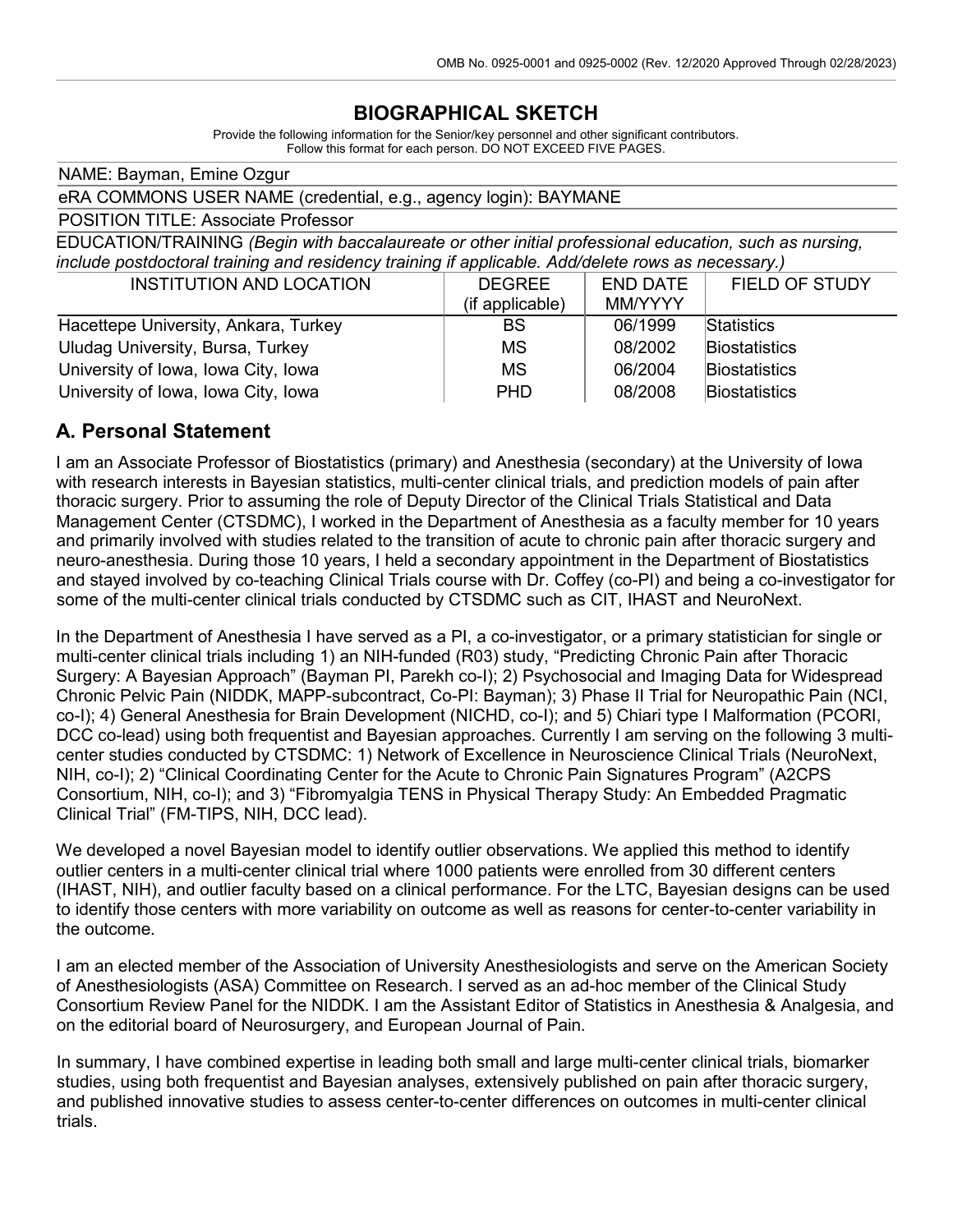OMB No. 0925-0001 and 0925-0002 (Rev. 12/2020 Approved Through 02/28/2023)

# BIOGRAPHICAL SKETCH

Provide the following information for the Senior/key personnel and other significant contributors.
Follow this format for each person. DO NOT EXCEED FIVE PAGES.

NAME: Bayman, Emine Ozgur

eRA COMMONS USER NAME (credential, e.g., agency login): BAYMANE

POSITION TITLE: Associate Professor

EDUCATION/TRAINING *(Begin with baccalaureate or other initial professional education, such as nursing, include postdoctoral training and residency training if applicable. Add/delete rows as necessary.)*

| INSTITUTION AND LOCATION | DEGREE (if applicable) | END DATE MM/YYYY | FIELD OF STUDY |
|---|---|---|---|
| Hacettepe University, Ankara, Turkey | BS | 06/1999 | Statistics |
| Uludag University, Bursa, Turkey | MS | 08/2002 | Biostatistics |
| University of Iowa, Iowa City, Iowa | MS | 06/2004 | Biostatistics |
| University of Iowa, Iowa City, Iowa | PHD | 08/2008 | Biostatistics |

## A. Personal Statement

I am an Associate Professor of Biostatistics (primary) and Anesthesia (secondary) at the University of Iowa with research interests in Bayesian statistics, multi-center clinical trials, and prediction models of pain after thoracic surgery. Prior to assuming the role of Deputy Director of the Clinical Trials Statistical and Data Management Center (CTSDMC), I worked in the Department of Anesthesia as a faculty member for 10 years and primarily involved with studies related to the transition of acute to chronic pain after thoracic surgery and neuro-anesthesia. During those 10 years, I held a secondary appointment in the Department of Biostatistics and stayed involved by co-teaching Clinical Trials course with Dr. Coffey (co-PI) and being a co-investigator for some of the multi-center clinical trials conducted by CTSDMC such as CIT, IHAST and NeuroNext.

In the Department of Anesthesia I have served as a PI, a co-investigator, or a primary statistician for single or multi-center clinical trials including 1) an NIH-funded (R03) study, "Predicting Chronic Pain after Thoracic Surgery: A Bayesian Approach" (Bayman PI, Parekh co-I); 2) Psychosocial and Imaging Data for Widespread Chronic Pelvic Pain (NIDDK, MAPP-subcontract, Co-PI: Bayman); 3) Phase II Trial for Neuropathic Pain (NCI, co-I); 4) General Anesthesia for Brain Development (NICHD, co-I); and 5) Chiari type I Malformation (PCORI, DCC co-lead) using both frequentist and Bayesian approaches. Currently I am serving on the following 3 multi-center studies conducted by CTSDMC: 1) Network of Excellence in Neuroscience Clinical Trials (NeuroNext, NIH, co-I); 2) "Clinical Coordinating Center for the Acute to Chronic Pain Signatures Program" (A2CPS Consortium, NIH, co-I); and 3) "Fibromyalgia TENS in Physical Therapy Study: An Embedded Pragmatic Clinical Trial" (FM-TIPS, NIH, DCC lead).

We developed a novel Bayesian model to identify outlier observations. We applied this method to identify outlier centers in a multi-center clinical trial where 1000 patients were enrolled from 30 different centers (IHAST, NIH), and outlier faculty based on a clinical performance. For the LTC, Bayesian designs can be used to identify those centers with more variability on outcome as well as reasons for center-to-center variability in the outcome.

I am an elected member of the Association of University Anesthesiologists and serve on the American Society of Anesthesiologists (ASA) Committee on Research. I served as an ad-hoc member of the Clinical Study Consortium Review Panel for the NIDDK. I am the Assistant Editor of Statistics in Anesthesia & Analgesia, and on the editorial board of Neurosurgery, and European Journal of Pain.

In summary, I have combined expertise in leading both small and large multi-center clinical trials, biomarker studies, using both frequentist and Bayesian analyses, extensively published on pain after thoracic surgery, and published innovative studies to assess center-to-center differences on outcomes in multi-center clinical trials.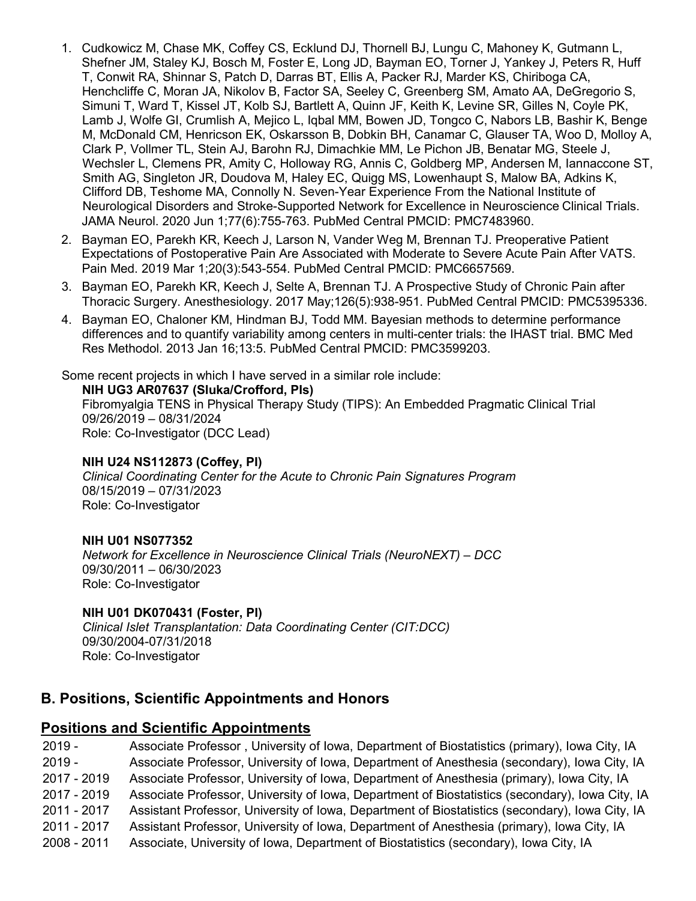1. Cudkowicz M, Chase MK, Coffey CS, Ecklund DJ, Thornell BJ, Lungu C, Mahoney K, Gutmann L, Shefner JM, Staley KJ, Bosch M, Foster E, Long JD, Bayman EO, Torner J, Yankey J, Peters R, Huff T, Conwit RA, Shinnar S, Patch D, Darras BT, Ellis A, Packer RJ, Marder KS, Chiriboga CA, Henchcliffe C, Moran JA, Nikolov B, Factor SA, Seeley C, Greenberg SM, Amato AA, DeGregorio S, Simuni T, Ward T, Kissel JT, Kolb SJ, Bartlett A, Quinn JF, Keith K, Levine SR, Gilles N, Coyle PK, Lamb J, Wolfe GI, Crumlish A, Mejico L, Iqbal MM, Bowen JD, Tongco C, Nabors LB, Bashir K, Benge M, McDonald CM, Henricson EK, Oskarsson B, Dobkin BH, Canamar C, Glauser TA, Woo D, Molloy A, Clark P, Vollmer TL, Stein AJ, Barohn RJ, Dimachkie MM, Le Pichon JB, Benatar MG, Steele J, Wechsler L, Clemens PR, Amity C, Holloway RG, Annis C, Goldberg MP, Andersen M, Iannaccone ST, Smith AG, Singleton JR, Doudova M, Haley EC, Quigg MS, Lowenhaupt S, Malow BA, Adkins K, Clifford DB, Teshome MA, Connolly N. Seven-Year Experience From the National Institute of Neurological Disorders and Stroke-Supported Network for Excellence in Neuroscience Clinical Trials. JAMA Neurol. 2020 Jun 1;77(6):755-763. PubMed Central PMCID: PMC7483960.
2. Bayman EO, Parekh KR, Keech J, Larson N, Vander Weg M, Brennan TJ. Preoperative Patient Expectations of Postoperative Pain Are Associated with Moderate to Severe Acute Pain After VATS. Pain Med. 2019 Mar 1;20(3):543-554. PubMed Central PMCID: PMC6657569.
3. Bayman EO, Parekh KR, Keech J, Selte A, Brennan TJ. A Prospective Study of Chronic Pain after Thoracic Surgery. Anesthesiology. 2017 May;126(5):938-951. PubMed Central PMCID: PMC5395336.
4. Bayman EO, Chaloner KM, Hindman BJ, Todd MM. Bayesian methods to determine performance differences and to quantify variability among centers in multi-center trials: the IHAST trial. BMC Med Res Methodol. 2013 Jan 16;13:5. PubMed Central PMCID: PMC3599203.

Some recent projects in which I have served in a similar role include:

**NIH UG3 AR07637 (Sluka/Crofford, PIs)**
Fibromyalgia TENS in Physical Therapy Study (TIPS): An Embedded Pragmatic Clinical Trial
09/26/2019 – 08/31/2024
Role: Co-Investigator (DCC Lead)

**NIH U24 NS112873 (Coffey, PI)**
*Clinical Coordinating Center for the Acute to Chronic Pain Signatures Program*
08/15/2019 – 07/31/2023
Role: Co-Investigator

**NIH U01 NS077352**
*Network for Excellence in Neuroscience Clinical Trials (NeuroNEXT) – DCC*
09/30/2011 – 06/30/2023
Role: Co-Investigator

**NIH U01 DK070431 (Foster, PI)**
*Clinical Islet Transplantation: Data Coordinating Center (CIT:DCC)*
09/30/2004-07/31/2018
Role: Co-Investigator

## B. Positions, Scientific Appointments and Honors

### Positions and Scientific Appointments

| | |
|---|---|
| 2019 - | Associate Professor , University of Iowa, Department of Biostatistics (primary), Iowa City, IA |
| 2019 - | Associate Professor, University of Iowa, Department of Anesthesia (secondary), Iowa City, IA |
| 2017 - 2019 | Associate Professor, University of Iowa, Department of Anesthesia (primary), Iowa City, IA |
| 2017 - 2019 | Associate Professor, University of Iowa, Department of Biostatistics (secondary), Iowa City, IA |
| 2011 - 2017 | Assistant Professor, University of Iowa, Department of Biostatistics (secondary), Iowa City, IA |
| 2011 - 2017 | Assistant Professor, University of Iowa, Department of Anesthesia (primary), Iowa City, IA |
| 2008 - 2011 | Associate, University of Iowa, Department of Biostatistics (secondary), Iowa City, IA |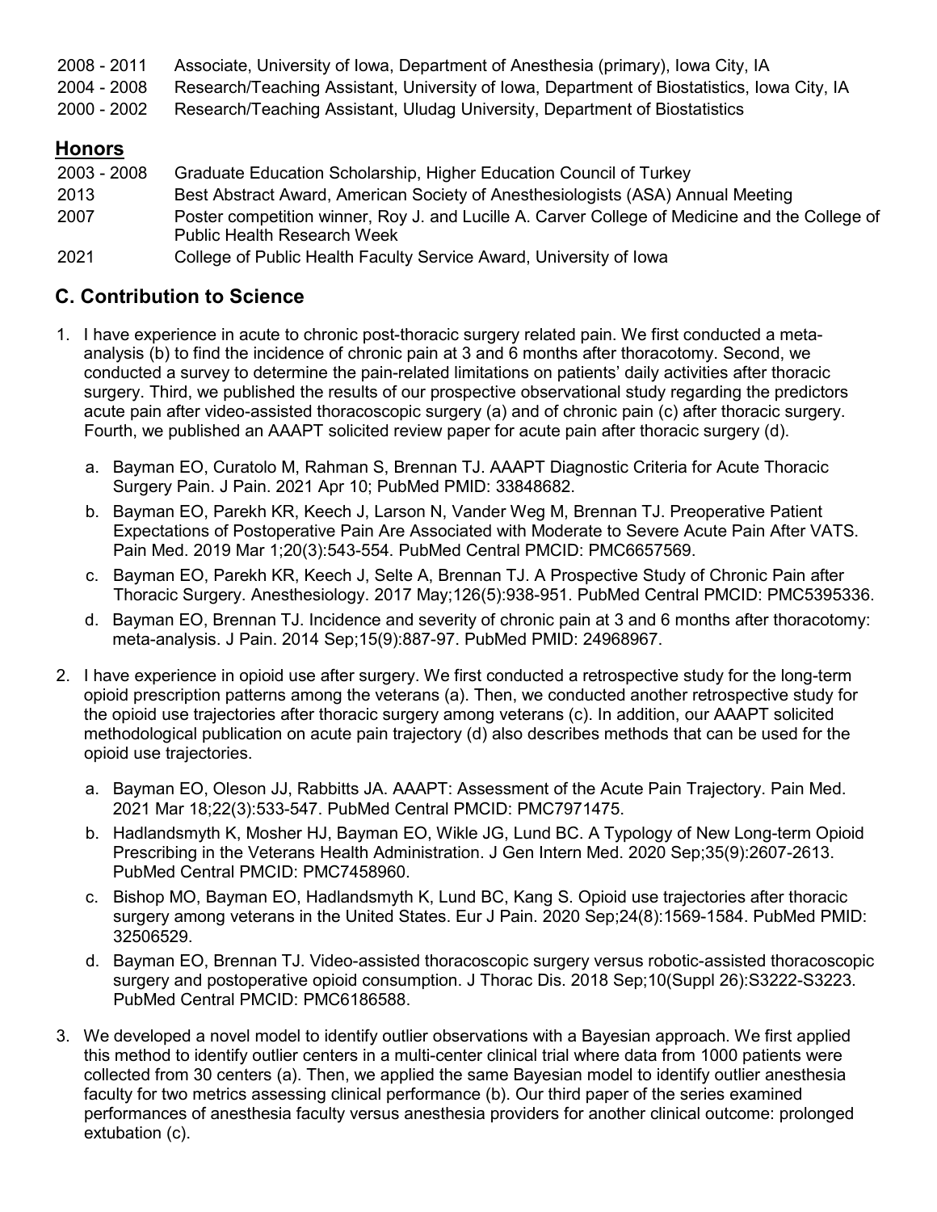2008 - 2011 Associate, University of Iowa, Department of Anesthesia (primary), Iowa City, IA
2004 - 2008 Research/Teaching Assistant, University of Iowa, Department of Biostatistics, Iowa City, IA
2000 - 2002 Research/Teaching Assistant, Uludag University, Department of Biostatistics

## Honors

2003 - 2008 Graduate Education Scholarship, Higher Education Council of Turkey
2013 Best Abstract Award, American Society of Anesthesiologists (ASA) Annual Meeting
2007 Poster competition winner, Roy J. and Lucille A. Carver College of Medicine and the College of Public Health Research Week
2021 College of Public Health Faculty Service Award, University of Iowa

## C. Contribution to Science

1. I have experience in acute to chronic post-thoracic surgery related pain. We first conducted a meta-analysis (b) to find the incidence of chronic pain at 3 and 6 months after thoracotomy. Second, we conducted a survey to determine the pain-related limitations on patients' daily activities after thoracic surgery. Third, we published the results of our prospective observational study regarding the predictors acute pain after video-assisted thoracoscopic surgery (a) and of chronic pain (c) after thoracic surgery. Fourth, we published an AAAPT solicited review paper for acute pain after thoracic surgery (d).
   a. Bayman EO, Curatolo M, Rahman S, Brennan TJ. AAAPT Diagnostic Criteria for Acute Thoracic Surgery Pain. J Pain. 2021 Apr 10; PubMed PMID: 33848682.
   b. Bayman EO, Parekh KR, Keech J, Larson N, Vander Weg M, Brennan TJ. Preoperative Patient Expectations of Postoperative Pain Are Associated with Moderate to Severe Acute Pain After VATS. Pain Med. 2019 Mar 1;20(3):543-554. PubMed Central PMCID: PMC6657569.
   c. Bayman EO, Parekh KR, Keech J, Selte A, Brennan TJ. A Prospective Study of Chronic Pain after Thoracic Surgery. Anesthesiology. 2017 May;126(5):938-951. PubMed Central PMCID: PMC5395336.
   d. Bayman EO, Brennan TJ. Incidence and severity of chronic pain at 3 and 6 months after thoracotomy: meta-analysis. J Pain. 2014 Sep;15(9):887-97. PubMed PMID: 24968967.

2. I have experience in opioid use after surgery. We first conducted a retrospective study for the long-term opioid prescription patterns among the veterans (a). Then, we conducted another retrospective study for the opioid use trajectories after thoracic surgery among veterans (c). In addition, our AAAPT solicited methodological publication on acute pain trajectory (d) also describes methods that can be used for the opioid use trajectories.
   a. Bayman EO, Oleson JJ, Rabbitts JA. AAAPT: Assessment of the Acute Pain Trajectory. Pain Med. 2021 Mar 18;22(3):533-547. PubMed Central PMCID: PMC7971475.
   b. Hadlandsmyth K, Mosher HJ, Bayman EO, Wikle JG, Lund BC. A Typology of New Long-term Opioid Prescribing in the Veterans Health Administration. J Gen Intern Med. 2020 Sep;35(9):2607-2613. PubMed Central PMCID: PMC7458960.
   c. Bishop MO, Bayman EO, Hadlandsmyth K, Lund BC, Kang S. Opioid use trajectories after thoracic surgery among veterans in the United States. Eur J Pain. 2020 Sep;24(8):1569-1584. PubMed PMID: 32506529.
   d. Bayman EO, Brennan TJ. Video-assisted thoracoscopic surgery versus robotic-assisted thoracoscopic surgery and postoperative opioid consumption. J Thorac Dis. 2018 Sep;10(Suppl 26):S3222-S3223. PubMed Central PMCID: PMC6186588.

3. We developed a novel model to identify outlier observations with a Bayesian approach. We first applied this method to identify outlier centers in a multi-center clinical trial where data from 1000 patients were collected from 30 centers (a). Then, we applied the same Bayesian model to identify outlier anesthesia faculty for two metrics assessing clinical performance (b). Our third paper of the series examined performances of anesthesia faculty versus anesthesia providers for another clinical outcome: prolonged extubation (c).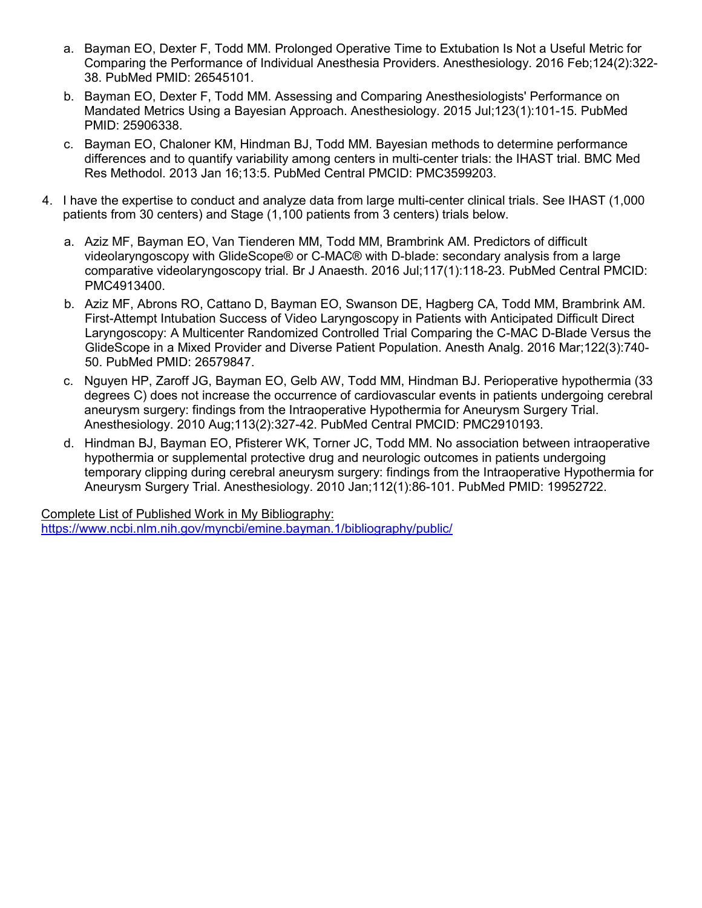a. Bayman EO, Dexter F, Todd MM. Prolonged Operative Time to Extubation Is Not a Useful Metric for Comparing the Performance of Individual Anesthesia Providers. Anesthesiology. 2016 Feb;124(2):322-38. PubMed PMID: 26545101.
   b. Bayman EO, Dexter F, Todd MM. Assessing and Comparing Anesthesiologists' Performance on Mandated Metrics Using a Bayesian Approach. Anesthesiology. 2015 Jul;123(1):101-15. PubMed PMID: 25906338.
   c. Bayman EO, Chaloner KM, Hindman BJ, Todd MM. Bayesian methods to determine performance differences and to quantify variability among centers in multi-center trials: the IHAST trial. BMC Med Res Methodol. 2013 Jan 16;13:5. PubMed Central PMCID: PMC3599203.

4. I have the expertise to conduct and analyze data from large multi-center clinical trials. See IHAST (1,000 patients from 30 centers) and Stage (1,100 patients from 3 centers) trials below.
   a. Aziz MF, Bayman EO, Van Tienderen MM, Todd MM, Brambrink AM. Predictors of difficult videolaryngoscopy with GlideScope® or C-MAC® with D-blade: secondary analysis from a large comparative videolaryngoscopy trial. Br J Anaesth. 2016 Jul;117(1):118-23. PubMed Central PMCID: PMC4913400.
   b. Aziz MF, Abrons RO, Cattano D, Bayman EO, Swanson DE, Hagberg CA, Todd MM, Brambrink AM. First-Attempt Intubation Success of Video Laryngoscopy in Patients with Anticipated Difficult Direct Laryngoscopy: A Multicenter Randomized Controlled Trial Comparing the C-MAC D-Blade Versus the GlideScope in a Mixed Provider and Diverse Patient Population. Anesth Analg. 2016 Mar;122(3):740-50. PubMed PMID: 26579847.
   c. Nguyen HP, Zaroff JG, Bayman EO, Gelb AW, Todd MM, Hindman BJ. Perioperative hypothermia (33 degrees C) does not increase the occurrence of cardiovascular events in patients undergoing cerebral aneurysm surgery: findings from the Intraoperative Hypothermia for Aneurysm Surgery Trial. Anesthesiology. 2010 Aug;113(2):327-42. PubMed Central PMCID: PMC2910193.
   d. Hindman BJ, Bayman EO, Pfisterer WK, Torner JC, Todd MM. No association between intraoperative hypothermia or supplemental protective drug and neurologic outcomes in patients undergoing temporary clipping during cerebral aneurysm surgery: findings from the Intraoperative Hypothermia for Aneurysm Surgery Trial. Anesthesiology. 2010 Jan;112(1):86-101. PubMed PMID: 19952722.

Complete List of Published Work in My Bibliography:
https://www.ncbi.nlm.nih.gov/myncbi/emine.bayman.1/bibliography/public/